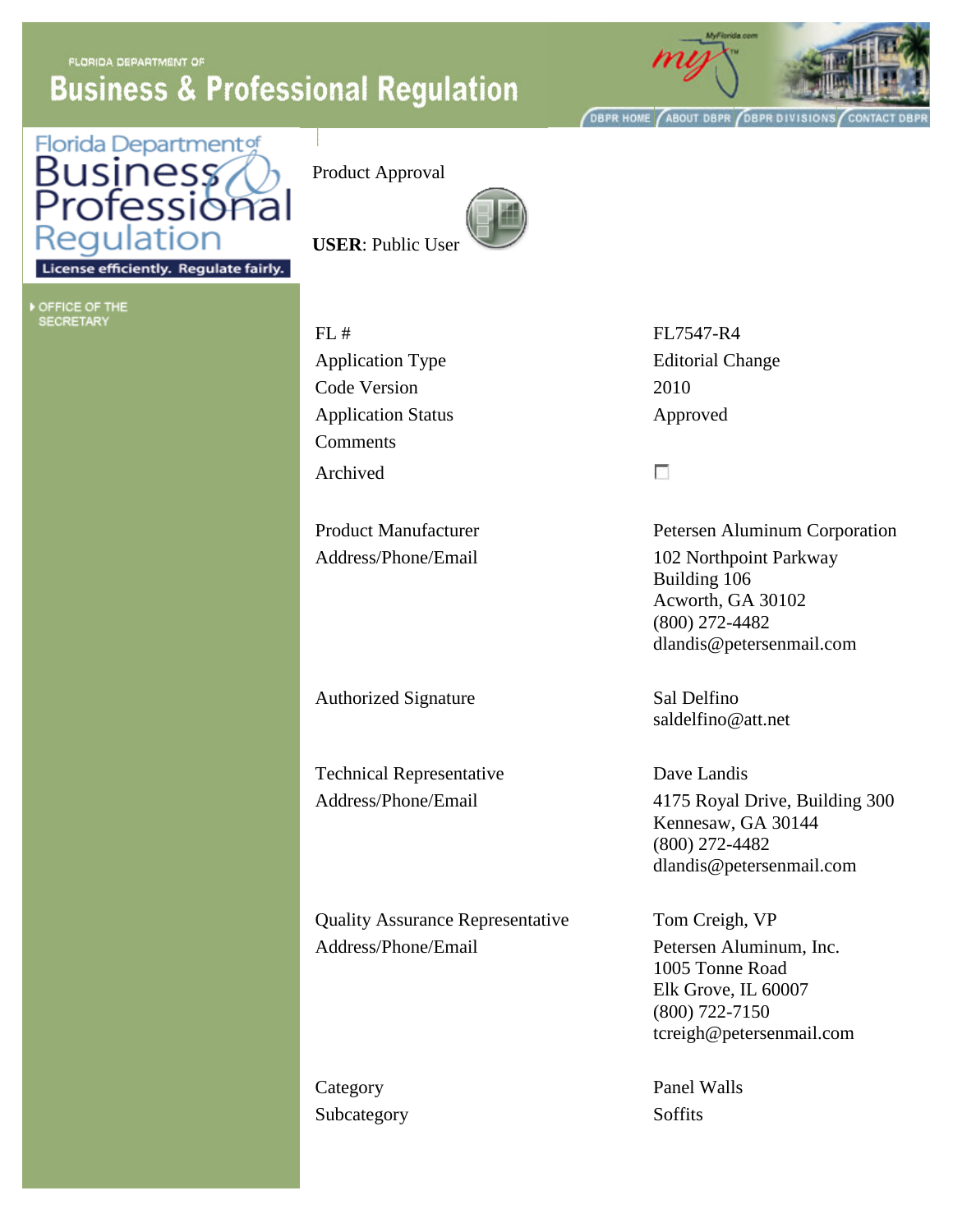FLORIDA DEPARTMENT OF

# Business & Professional Regulation

DBPR HOME | ABOUT DBPR | DBPR DIVISIONS | CONTACT DBPR

Florida Department of Business & Professional Regulation

License efficiently. Regulate fairly.

OFFICE OF THE SECRETARY

Product Approval

**USER**: Public User

| | |
|---|---|
| FL # | FL7547-R4 |
| Application Type | Editorial Change |
| Code Version | 2010 |
| Application Status | Approved |
| Comments | |
| Archived | ☐ |
| Product Manufacturer | Petersen Aluminum Corporation |
| Address/Phone/Email | 102 Northpoint Parkway<br>Building 106<br>Acworth, GA 30102<br>(800) 272-4482<br>dlandis@petersenmail.com |
| Authorized Signature | Sal Delfino<br>saldelfino@att.net |
| Technical Representative<br>Address/Phone/Email | Dave Landis<br>4175 Royal Drive, Building 300<br>Kennesaw, GA 30144<br>(800) 272-4482<br>dlandis@petersenmail.com |
| Quality Assurance Representative<br>Address/Phone/Email | Tom Creigh, VP<br>Petersen Aluminum, Inc.<br>1005 Tonne Road<br>Elk Grove, IL 60007<br>(800) 722-7150<br>tcreigh@petersenmail.com |
| Category | Panel Walls |
| Subcategory | Soffits |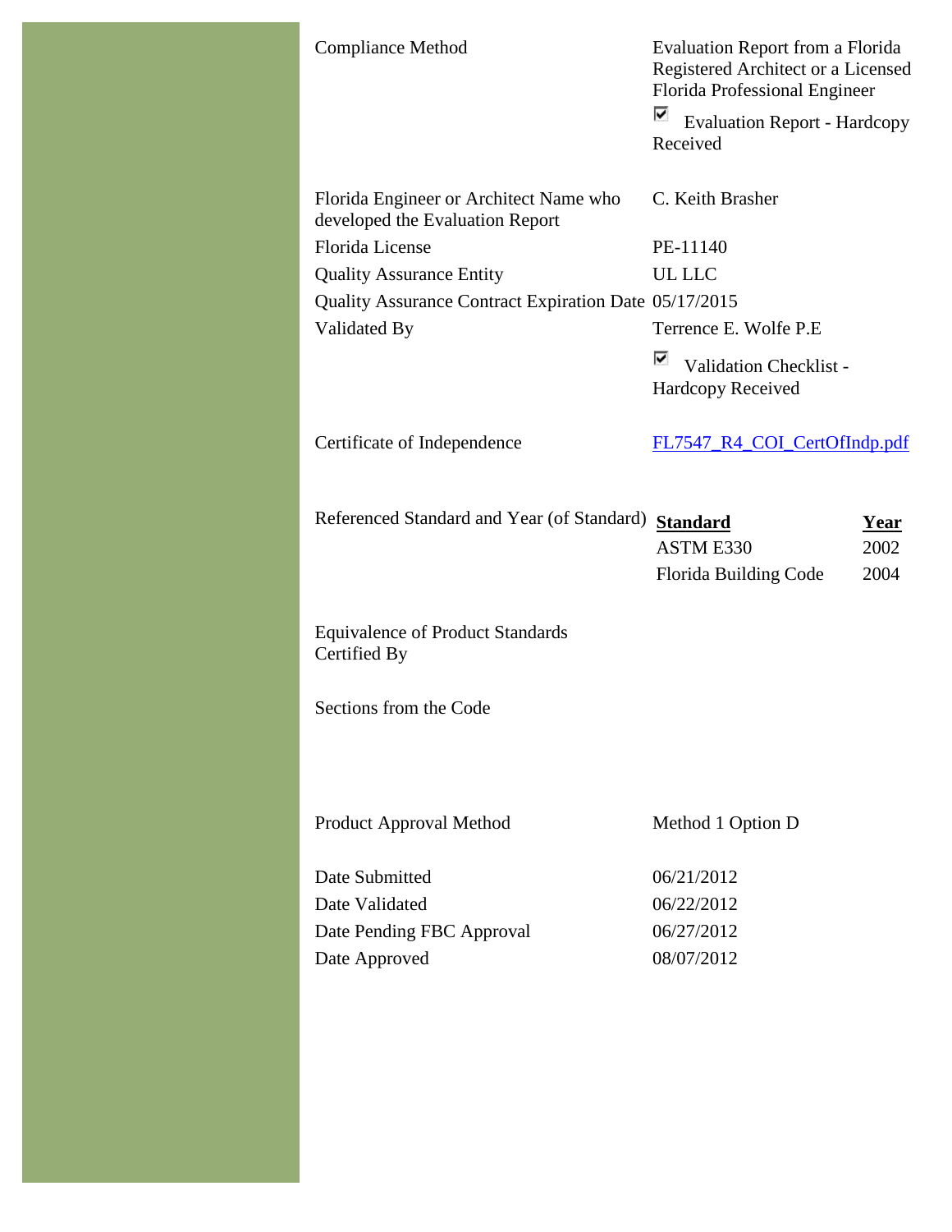| | |
|---|---|
| Compliance Method | Evaluation Report from a Florida Registered Architect or a Licensed Florida Professional Engineer<br>☑ Evaluation Report - Hardcopy Received |
| Florida Engineer or Architect Name who developed the Evaluation Report | C. Keith Brasher |
| Florida License | PE-11140 |
| Quality Assurance Entity | UL LLC |
| Quality Assurance Contract Expiration Date | 05/17/2015 |
| Validated By | Terrence E. Wolfe P.E<br>☑ Validation Checklist - Hardcopy Received |
| Certificate of Independence | FL7547_R4_COI_CertOfIndp.pdf |

Referenced Standard and Year (of Standard)

| Standard | Year |
|---|---|
| ASTM E330 | 2002 |
| Florida Building Code | 2004 |

Equivalence of Product Standards Certified By

Sections from the Code

| | |
|---|---|
| Product Approval Method | Method 1 Option D |
| Date Submitted | 06/21/2012 |
| Date Validated | 06/22/2012 |
| Date Pending FBC Approval | 06/27/2012 |
| Date Approved | 08/07/2012 |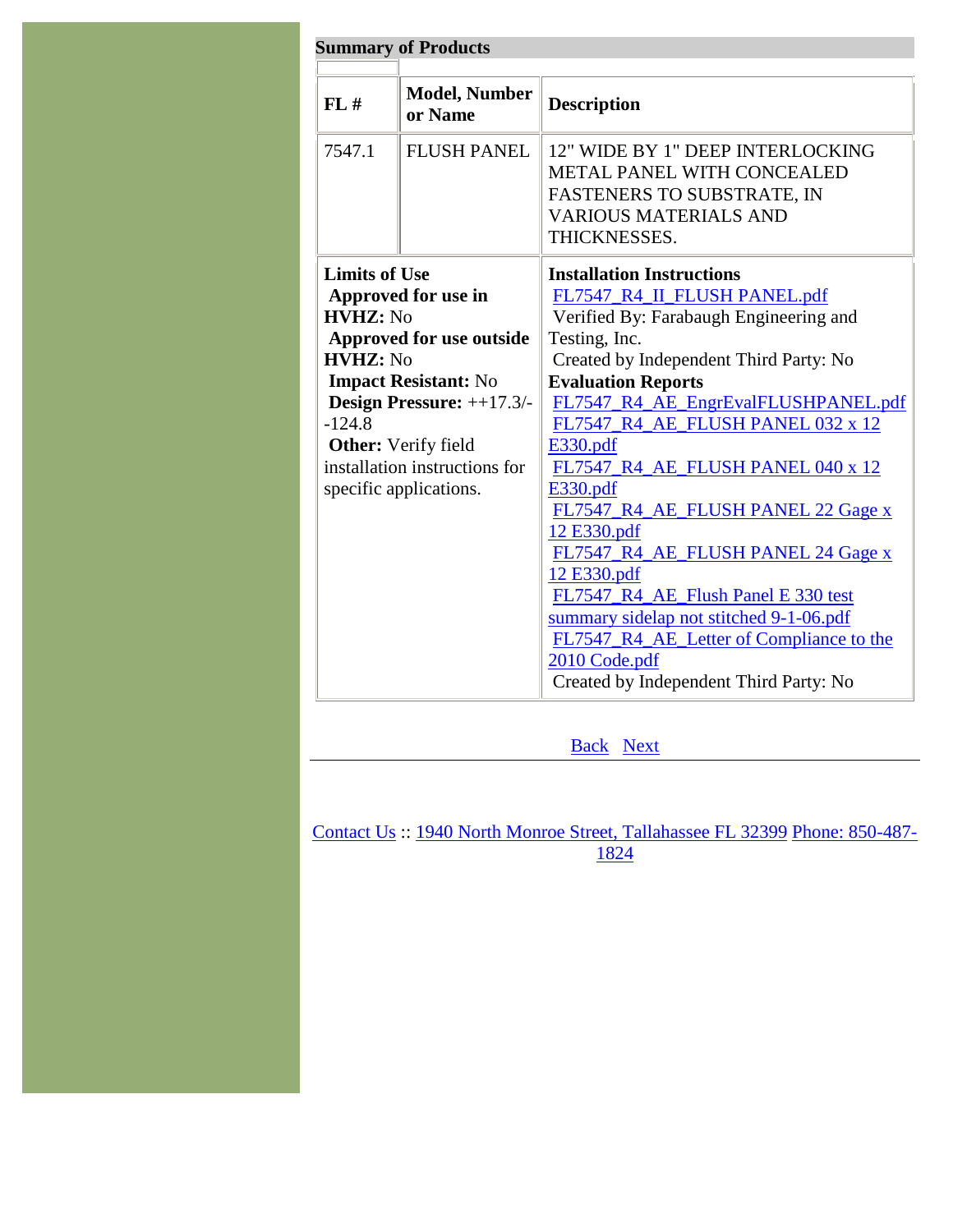## Summary of Products

| FL # | Model, Number or Name | Description |
|---|---|---|
| 7547.1 | FLUSH PANEL | 12" WIDE BY 1" DEEP INTERLOCKING METAL PANEL WITH CONCEALED FASTENERS TO SUBSTRATE, IN VARIOUS MATERIALS AND THICKNESSES. |

| | |
|---|---|
| **Limits of Use**<br>**Approved for use in HVHZ:** No<br>**Approved for use outside HVHZ:** No<br>**Impact Resistant:** No<br>**Design Pressure:** ++17.3/--124.8<br>**Other:** Verify field installation instructions for specific applications. | **Installation Instructions**<br>FL7547_R4_II_FLUSH PANEL.pdf<br>Verified By: Farabaugh Engineering and Testing, Inc.<br>Created by Independent Third Party: No<br>**Evaluation Reports**<br>FL7547_R4_AE_EngrEvalFLUSHPANEL.pdf<br>FL7547_R4_AE_FLUSH PANEL 032 x 12 E330.pdf<br>FL7547_R4_AE_FLUSH PANEL 040 x 12 E330.pdf<br>FL7547_R4_AE_FLUSH PANEL 22 Gage x 12 E330.pdf<br>FL7547_R4_AE_FLUSH PANEL 24 Gage x 12 E330.pdf<br>FL7547_R4_AE_Flush Panel E 330 test summary sidelap not stitched 9-1-06.pdf<br>FL7547_R4_AE_Letter of Compliance to the 2010 Code.pdf<br>Created by Independent Third Party: No |

Back Next

---

Contact Us :: 1940 North Monroe Street, Tallahassee FL 32399 Phone: 850-487-1824